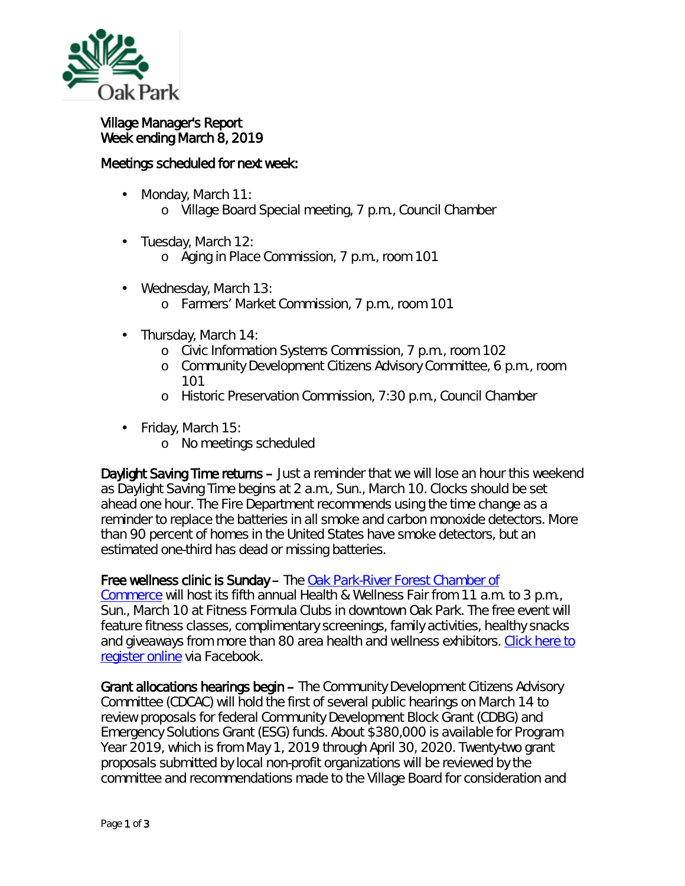Village Manager's Report
Week ending March 8, 2019

Meetings scheduled for next week:

- Monday, March 11:
  - Village Board Special meeting, 7 p.m., Council Chamber
- Tuesday, March 12:
  - Aging in Place Commission, 7 p.m., room 101
- Wednesday, March 13:
  - Farmers' Market Commission, 7 p.m., room 101
- Thursday, March 14:
  - Civic Information Systems Commission, 7 p.m., room 102
  - Community Development Citizens Advisory Committee, 6 p.m., room 101
  - Historic Preservation Commission, 7:30 p.m., Council Chamber
- Friday, March 15:
  - No meetings scheduled

**Daylight Saving Time returns** – Just a reminder that we will lose an hour this weekend as Daylight Saving Time begins at 2 a.m., Sun., March 10. Clocks should be set ahead one hour. The Fire Department recommends using the time change as a reminder to replace the batteries in all smoke and carbon monoxide detectors. More than 90 percent of homes in the United States have smoke detectors, but an estimated one-third has dead or missing batteries.

**Free wellness clinic is Sunday** – The Oak Park-River Forest Chamber of Commerce will host its fifth annual Health & Wellness Fair from 11 a.m. to 3 p.m., Sun., March 10 at Fitness Formula Clubs in downtown Oak Park. The free event will feature fitness classes, complimentary screenings, family activities, healthy snacks and giveaways from more than 80 area health and wellness exhibitors. Click here to register online via Facebook.

**Grant allocations hearings begin** – The Community Development Citizens Advisory Committee (CDCAC) will hold the first of several public hearings on March 14 to review proposals for federal Community Development Block Grant (CDBG) and Emergency Solutions Grant (ESG) funds. About $380,000 is available for Program Year 2019, which is from May 1, 2019 through April 30, 2020. Twenty-two grant proposals submitted by local non-profit organizations will be reviewed by the committee and recommendations made to the Village Board for consideration and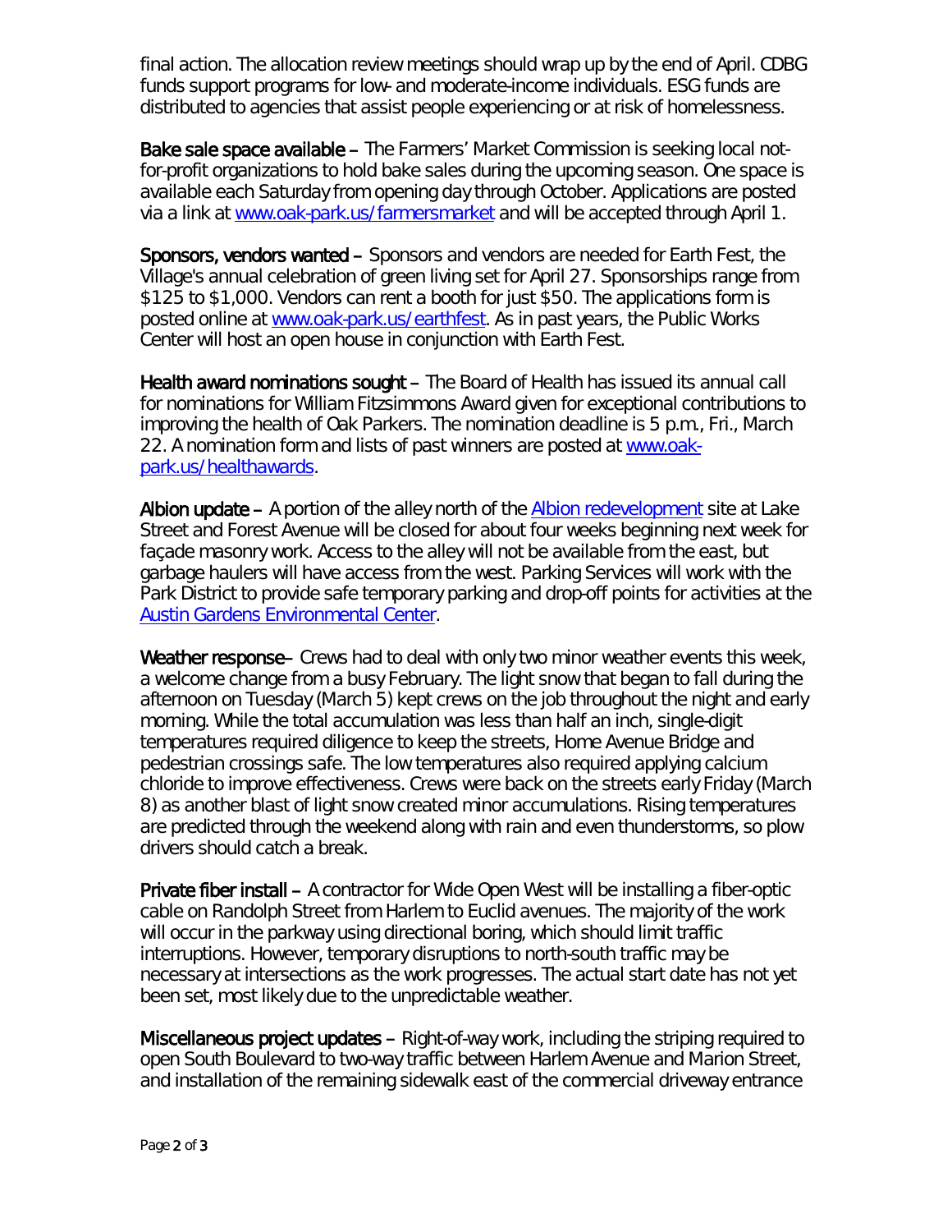final action. The allocation review meetings should wrap up by the end of April. CDBG funds support programs for low- and moderate-income individuals. ESG funds are distributed to agencies that assist people experiencing or at risk of homelessness.

**Bake sale space available** – The Farmers' Market Commission is seeking local not-for-profit organizations to hold bake sales during the upcoming season. One space is available each Saturday from opening day through October. Applications are posted via a link at [www.oak-park.us/farmersmarket](www.oak-park.us/farmersmarket) and will be accepted through April 1.

**Sponsors, vendors wanted** – Sponsors and vendors are needed for Earth Fest, the Village's annual celebration of green living set for April 27. Sponsorships range from $125 to $1,000. Vendors can rent a booth for just $50. The applications form is posted online at [www.oak-park.us/earthfest](www.oak-park.us/earthfest). As in past years, the Public Works Center will host an open house in conjunction with Earth Fest.

**Health award nominations sought** – The Board of Health has issued its annual call for nominations for William Fitzsimmons Award given for exceptional contributions to improving the health of Oak Parkers. The nomination deadline is 5 p.m., Fri., March 22. A nomination form and lists of past winners are posted at [www.oak-park.us/healthawards](www.oak-park.us/healthawards).

**Albion update** – A portion of the alley north of the [Albion redevelopment]() site at Lake Street and Forest Avenue will be closed for about four weeks beginning next week for façade masonry work. Access to the alley will not be available from the east, but garbage haulers will have access from the west. Parking Services will work with the Park District to provide safe temporary parking and drop-off points for activities at the [Austin Gardens Environmental Center]().

**Weather response**– Crews had to deal with only two minor weather events this week, a welcome change from a busy February. The light snow that began to fall during the afternoon on Tuesday (March 5) kept crews on the job throughout the night and early morning. While the total accumulation was less than half an inch, single-digit temperatures required diligence to keep the streets, Home Avenue Bridge and pedestrian crossings safe. The low temperatures also required applying calcium chloride to improve effectiveness. Crews were back on the streets early Friday (March 8) as another blast of light snow created minor accumulations. Rising temperatures are predicted through the weekend along with rain and even thunderstorms, so plow drivers should catch a break.

**Private fiber install** – A contractor for Wide Open West will be installing a fiber-optic cable on Randolph Street from Harlem to Euclid avenues. The majority of the work will occur in the parkway using directional boring, which should limit traffic interruptions. However, temporary disruptions to north-south traffic may be necessary at intersections as the work progresses. The actual start date has not yet been set, most likely due to the unpredictable weather.

**Miscellaneous project updates** – Right-of-way work, including the striping required to open South Boulevard to two-way traffic between Harlem Avenue and Marion Street, and installation of the remaining sidewalk east of the commercial driveway entrance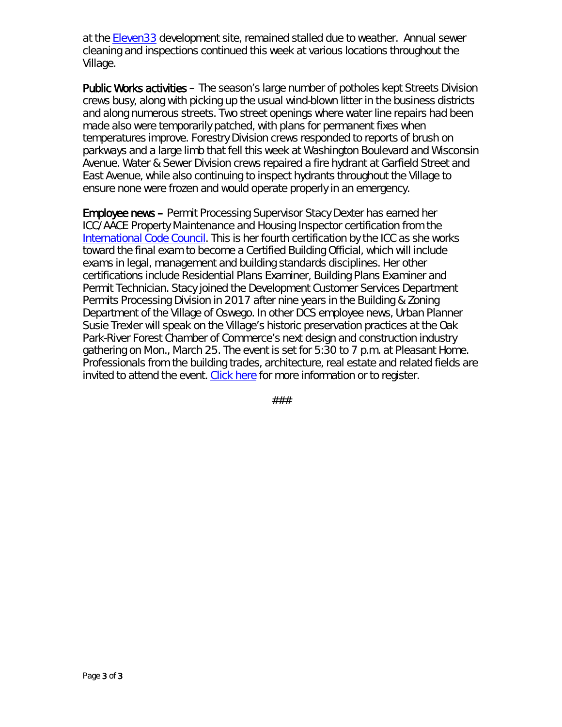at the [Eleven33](#) development site, remained stalled due to weather. Annual sewer cleaning and inspections continued this week at various locations throughout the Village.

**Public Works activities** – The season's large number of potholes kept Streets Division crews busy, along with picking up the usual wind-blown litter in the business districts and along numerous streets. Two street openings where water line repairs had been made also were temporarily patched, with plans for permanent fixes when temperatures improve. Forestry Division crews responded to reports of brush on parkways and a large limb that fell this week at Washington Boulevard and Wisconsin Avenue. Water & Sewer Division crews repaired a fire hydrant at Garfield Street and East Avenue, while also continuing to inspect hydrants throughout the Village to ensure none were frozen and would operate properly in an emergency.

**Employee news** – Permit Processing Supervisor Stacy Dexter has earned her ICC/AACE Property Maintenance and Housing Inspector certification from the [International Code Council](#). This is her fourth certification by the ICC as she works toward the final exam to become a Certified Building Official, which will include exams in legal, management and building standards disciplines. Her other certifications include Residential Plans Examiner, Building Plans Examiner and Permit Technician. Stacy joined the Development Customer Services Department Permits Processing Division in 2017 after nine years in the Building & Zoning Department of the Village of Oswego. In other DCS employee news, Urban Planner Susie Trexler will speak on the Village's historic preservation practices at the Oak Park-River Forest Chamber of Commerce's next design and construction industry gathering on Mon., March 25. The event is set for 5:30 to 7 p.m. at Pleasant Home. Professionals from the building trades, architecture, real estate and related fields are invited to attend the event. [Click here](#) for more information or to register.

###